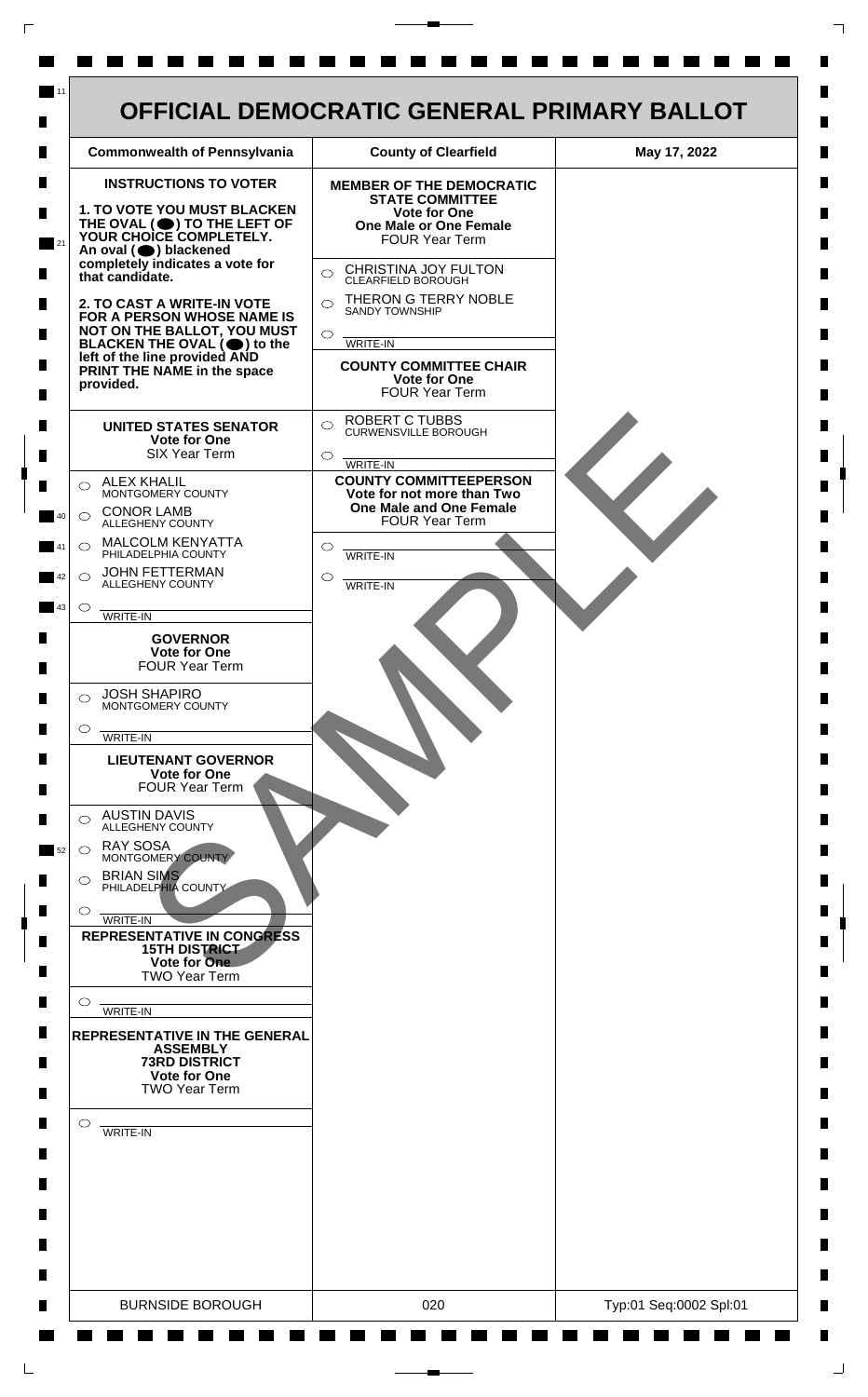# OFFICIAL DEMOCRATIC GENERAL PRIMARY BALLOT

| Commonwealth of Pennsylvania | County of Clearfield | May 17, 2022 |
| --- | --- | --- |

**INSTRUCTIONS TO VOTER**

**1. TO VOTE YOU MUST BLACKEN THE OVAL (⬤) TO THE LEFT OF YOUR CHOICE COMPLETELY.** An oval (⬤) blackened completely indicates a vote for that candidate.

**2. TO CAST A WRITE-IN VOTE FOR A PERSON WHOSE NAME IS NOT ON THE BALLOT, YOU MUST BLACKEN THE OVAL (⬤) to the left of the line provided AND PRINT THE NAME in the space provided.**

## UNITED STATES SENATOR
**Vote for One**
SIX Year Term

- ○ ALEX KHALIL — MONTGOMERY COUNTY
- ○ CONOR LAMB — ALLEGHENY COUNTY
- ○ MALCOLM KENYATTA — PHILADELPHIA COUNTY
- ○ JOHN FETTERMAN — ALLEGHENY COUNTY
- ○ ______ WRITE-IN

## GOVERNOR
**Vote for One**
FOUR Year Term

- ○ JOSH SHAPIRO — MONTGOMERY COUNTY
- ○ ______ WRITE-IN

## LIEUTENANT GOVERNOR
**Vote for One**
FOUR Year Term

- ○ AUSTIN DAVIS — ALLEGHENY COUNTY
- ○ RAY SOSA — MONTGOMERY COUNTY
- ○ BRIAN SIMS — PHILADELPHIA COUNTY
- ○ ______ WRITE-IN

## REPRESENTATIVE IN CONGRESS
**15TH DISTRICT**
**Vote for One**
TWO Year Term

- ○ ______ WRITE-IN

## REPRESENTATIVE IN THE GENERAL ASSEMBLY
**73RD DISTRICT**
**Vote for One**
TWO Year Term

- ○ ______ WRITE-IN

## MEMBER OF THE DEMOCRATIC STATE COMMITTEE
**Vote for One**
**One Male or One Female**
FOUR Year Term

- ○ CHRISTINA JOY FULTON — CLEARFIELD BOROUGH
- ○ THERON G TERRY NOBLE — SANDY TOWNSHIP
- ○ ______ WRITE-IN

## COUNTY COMMITTEE CHAIR
**Vote for One**
FOUR Year Term

- ○ ROBERT C TUBBS — CURWENSVILLE BOROUGH
- ○ ______ WRITE-IN

## COUNTY COMMITTEEPERSON
**Vote for not more than Two**
**One Male and One Female**
FOUR Year Term

- ○ ______ WRITE-IN
- ○ ______ WRITE-IN

SAMPLE

| BURNSIDE BOROUGH | 020 | Typ:01 Seq:0002 Spl:01 |
| --- | --- | --- |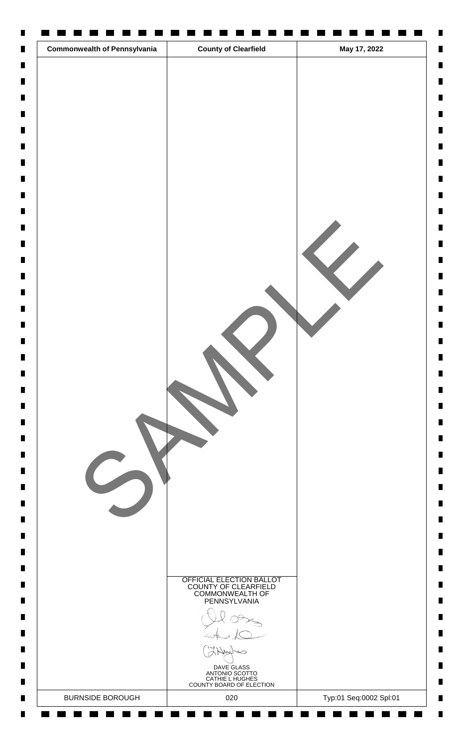| Commonwealth of Pennsylvania | County of Clearfield | May 17, 2022 |
|---|---|---|
| | OFFICIAL ELECTION BALLOT<br>COUNTY OF CLEARFIELD<br>COMMONWEALTH OF PENNSYLVANIA<br><br>DAVE GLASS<br>ANTONIO SCOTTO<br>CATHIE L HUGHES<br>COUNTY BOARD OF ELECTION | |
| BURNSIDE BOROUGH | 020 | Typ:01 Seq:0002 Spl:01 |

SAMPLE